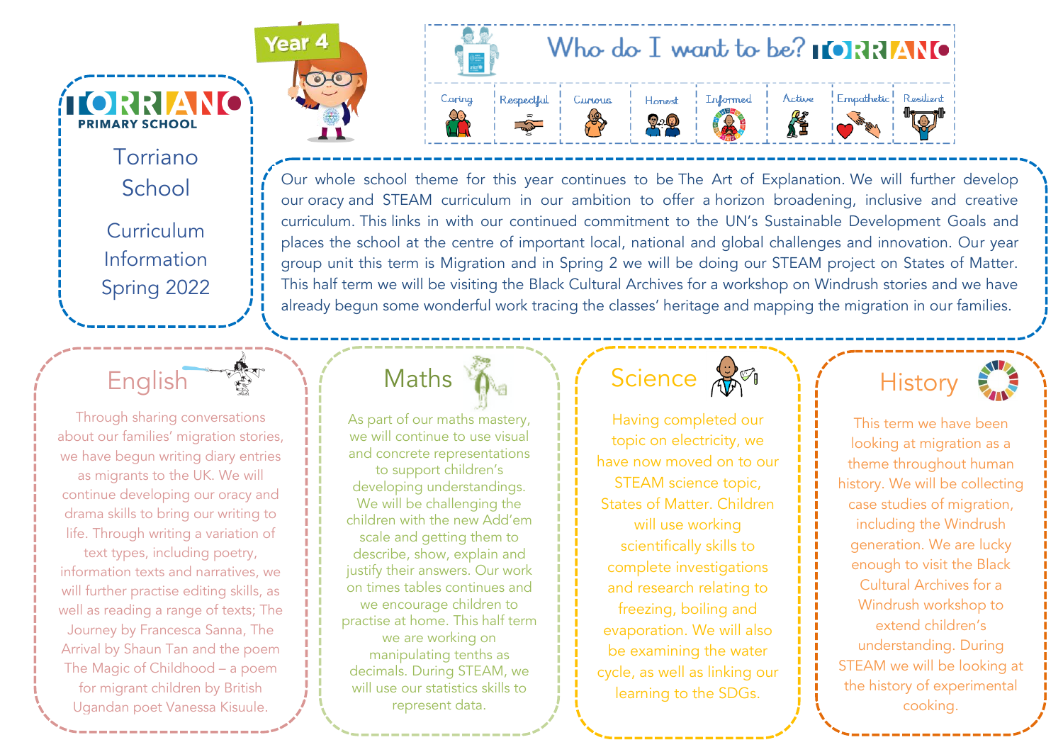# Torriano Primary School

## Torriano School

## Curriculum Information Spring 2022

Year 4

### Who do I want to be? TORRIANO

| Caring | Respectful | Curious | Honest | Informed | Active | Empathetic | Resilient |
| --- | --- | --- | --- | --- | --- | --- | --- |

Our whole school theme for this year continues to be The Art of Explanation. We will further develop our oracy and STEAM curriculum in our ambition to offer a horizon broadening, inclusive and creative curriculum. This links in with our continued commitment to the UN's Sustainable Development Goals and places the school at the centre of important local, national and global challenges and innovation. Our year group unit this term is Migration and in Spring 2 we will be doing our STEAM project on States of Matter. This half term we will be visiting the Black Cultural Archives for a workshop on Windrush stories and we have already begun some wonderful work tracing the classes' heritage and mapping the migration in our families.

## English

Through sharing conversations about our families' migration stories, we have begun writing diary entries as migrants to the UK. We will continue developing our oracy and drama skills to bring our writing to life. Through writing a variation of text types, including poetry, information texts and narratives, we will further practise editing skills, as well as reading a range of texts; The Journey by Francesca Sanna, The Arrival by Shaun Tan and the poem The Magic of Childhood – a poem for migrant children by British Ugandan poet Vanessa Kisuule.

## Maths

As part of our maths mastery, we will continue to use visual and concrete representations to support children's developing understandings. We will be challenging the children with the new Add'em scale and getting them to describe, show, explain and justify their answers. Our work on times tables continues and we encourage children to practise at home. This half term we are working on manipulating tenths as decimals. During STEAM, we will use our statistics skills to represent data.

## Science

Having completed our topic on electricity, we have now moved on to our STEAM science topic, States of Matter. Children will use working scientifically skills to complete investigations and research relating to freezing, boiling and evaporation. We will also be examining the water cycle, as well as linking our learning to the SDGs.

## History

This term we have been looking at migration as a theme throughout human history. We will be collecting case studies of migration, including the Windrush generation. We are lucky enough to visit the Black Cultural Archives for a Windrush workshop to extend children's understanding. During STEAM we will be looking at the history of experimental cooking.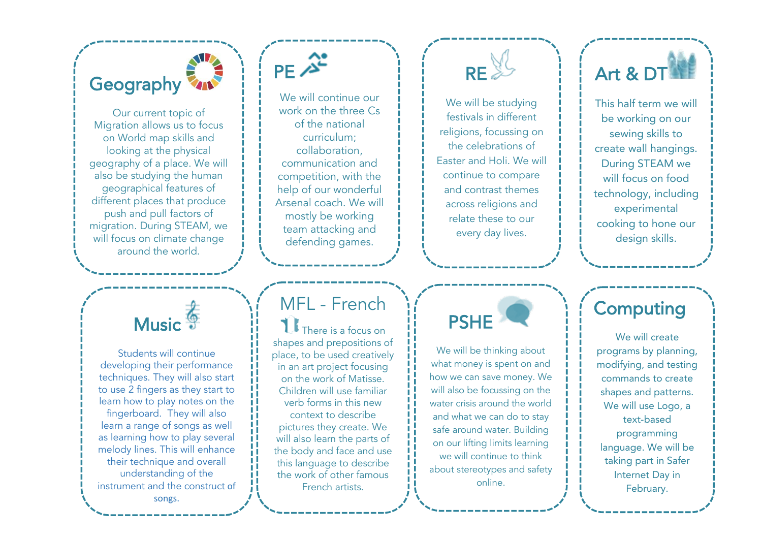## Geography

Our current topic of Migration allows us to focus on World map skills and looking at the physical geography of a place. We will also be studying the human geographical features of different places that produce push and pull factors of migration. During STEAM, we will focus on climate change around the world.

## PE

We will continue our work on the three Cs of the national curriculum; collaboration, communication and competition, with the help of our wonderful Arsenal coach. We will mostly be working team attacking and defending games.

## RE

We will be studying festivals in different religions, focussing on the celebrations of Easter and Holi. We will continue to compare and contrast themes across religions and relate these to our every day lives.

## Art & DT

This half term we will be working on our sewing skills to create wall hangings. During STEAM we will focus on food technology, including experimental cooking to hone our design skills.

## Music

Students will continue developing their performance techniques. They will also start to use 2 fingers as they start to learn how to play notes on the fingerboard. They will also learn a range of songs as well as learning how to play several melody lines. This will enhance their technique and overall understanding of the instrument and the construct of songs.

## MFL - French

There is a focus on shapes and prepositions of place, to be used creatively in an art project focusing on the work of Matisse. Children will use familiar verb forms in this new context to describe pictures they create. We will also learn the parts of the body and face and use this language to describe the work of other famous French artists.

## PSHE

We will be thinking about what money is spent on and how we can save money. We will also be focussing on the water crisis around the world and what we can do to stay safe around water. Building on our lifting limits learning we will continue to think about stereotypes and safety online.

## Computing

We will create programs by planning, modifying, and testing commands to create shapes and patterns. We will use Logo, a text-based programming language. We will be taking part in Safer Internet Day in February.